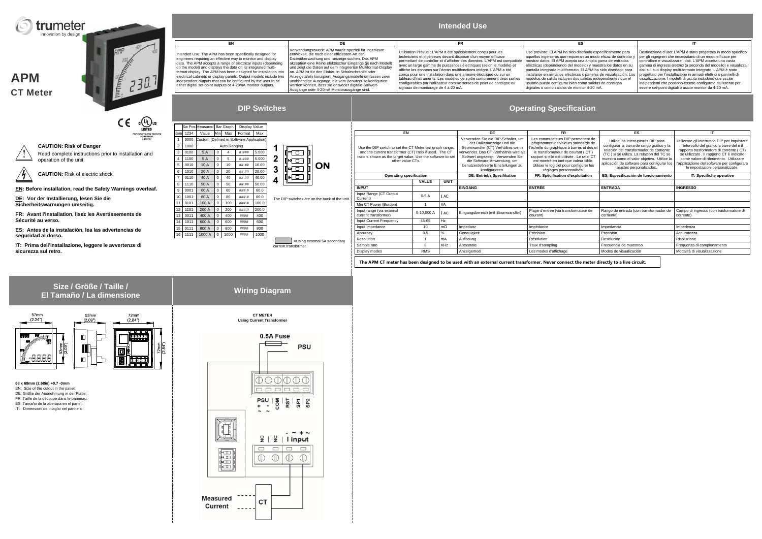# trumeter

innovation by design

# APM

## CT Meter

**CAUTION: Risk of Danger**

Read complete instructions prior to installation and operation of the unit

**CAUTION:** Risk of electric shock

**EN: Before installation, read the Safety Warnings overleaf.**

**DE: Vor der Installierung, lesen Sie die Sicherheitswarnungen umseitig.**

**FR: Avant l'installation, lisez les Avertissements de Sécurité au verso.**

**ES: Antes de la instalación, lea las advertencias de seguridad al dorso.**

**IT: Prima dell'installazione, leggere le avvertenze di sicurezza sul retro.**

## Intended Use

| EN | DE | FR | ES | IT |
|---|---|---|---|---|
| Intended Use: The APM has been specifically designed for engineers requiring an effective way to monitor and display data. The APM accepts a range of electrical inputs (depending on the model) and displays the data on its integrated multi-format display. The APM has been designed for installation into electrical cabinets or display panels. Output models include two independent outputs that can be configured by the user to be either digital set-point outputs or 4-20mA monitor outputs. | Verwendungszweck: APM wurde speziell für Ingenieure entwickelt, die nach einer effizienten Art der Datenüberwachung und -anzeige suchen. Das APM akzeptiert eine Reihe elektrischer Eingänge (je nach Modell) und zeigt die Daten auf dem integrierten Multiformat-Display an. APM ist für den Einbau in Schaltschränke oder Anzeigetafeln konzipiert. Ausgangsmodelle umfassen zwei unabhängige Ausgänge, die vom Benutzer so konfiguriert werden können, dass sie entweder digitale Sollwert-Ausgänge oder 4-20mA Monitorausgänge sind. | Utilisation Prévue : L'APM a été spécialement conçu pour les techniciens et ingénieurs devant disposer d'un moyen efficace permettant de contrôler et d'afficher des données. L'APM est compatible avec un large gamme de puissances électriques (selon le modèle) et affiche les données sur l'écran multifonctions intégré. L'APM a été conçu pour une installation dans une armoire électrique ou sur un tableau d'instruments. Les modèles de sortie comprennent deux sorties configurables par l'utilisateur comme sorties de point de consigne ou signaux de monitorage de 4 à 20 mA. | Uso previsto: El APM ha sido diseñado específicamente para aquellos ingenieros que requieran un modo eficaz de controlar y mostrar datos. El APM acepta una amplia gama de entradas eléctricas (dependiendo del modelo) y muestra los datos en su pantalla integrada multiformato. El APM ha sido diseñado para instalarse en armarios eléctricos o paneles de visualización. Los modelos de salida incluyen dos salidas independientes que el usuario puede configurar bien como salidas de consigna digitales o como salidas de monitor 4-20 mA. | Destinazione d'uso: L'APM è stato progettato in modo specifico per gli ingegneri che necessitano di un modo efficace per controllare e visualizzare i dati. L'APM accetta una vasta gamma di ingressi elettrici (a seconda del modello) e visualizza i dati sul suo display multi-formato integrato. L'APM è stato progettato per l'installazione in armadi elettrici o pannelli di visualizzazione. I modelli di uscita includono due uscite indipendenti che possono essere configurate dall'utente per essere set-point digitali o uscite monitor da 4-20 mA. |

## DIP Switches

| Item | Sw Pos 1234 | Measured Value | Bar Graph Min | Bar Graph Max | Display Value Format | Display Value Max |
|---|---|---|---|---|---|---|
| 1 | 0000 | Custom (Defined in Software Application) | | | | |
| 2 | 1000 | Auto Ranging | | | | |
| 3 | 0100 | 5 A | 0 | 4 | #.### | 5.000 |
| 4 | 1100 | 5 A | 0 | 5 | #.### | 5.000 |
| 5 | 0010 | 10 A | 0 | 10 | ##.## | 10.00 |
| 6 | 1010 | 20 A | 0 | 20 | ##.## | 20.00 |
| 7 | 0110 | 40 A | 0 | 40 | ##.## | 40.00 |
| 8 | 1110 | 50 A | 0 | 50 | ##.## | 50.00 |
| 9 | 0001 | 60 A | 0 | 60 | ###.# | 60.0 |
| 10 | 1001 | 80 A | 0 | 80 | ###.# | 80.0 |
| 11 | 0101 | 100 A | 0 | 100 | ###.# | 100.0 |
| 12 | 1101 | 200 A | 0 | 200 | ###.# | 200.0 |
| 13 | 0011 | 400 A | 0 | 400 | #### | 400 |
| 14 | 1011 | 600 A | 0 | 600 | #### | 600 |
| 15 | 0111 | 800 A | 0 | 800 | #### | 800 |
| 16 | 1111 | 1000 A | 0 | 1000 | #### | 1000 |

1 2 3 4 ON

The DIP switches are on the back of the unit.

=Using external 5A secondary current transformer

## Operating Specification

| EN | DE | FR | ES | IT |
|---|---|---|---|---|
| Use the DIP switch to set the CT Meter bar graph range, and the current transformer (CT) ratio if used. The CT ratio is shown as the target value. Use the software to set other value CT's. | Verwenden Sie die DIP-Schalter, um der Balkenanzeige und die Stromwandler (CT) Verhältnis wenn verwendet. Das CT -Verhältnis wird als Sollwert angezeigt. Verwenden Sie die Software-Anwendung, um benutzerdefinierte Einstellungen zu konfigurieren. | Les commutateurs DIP permettent de programmer les valeurs standards de l'échelle du graphique à barres et des et le transformateur de courant ( CT ) rapport si elle est utilisée . Le ratio CT est montré en tant que valeur cible. Utiliser le logiciel pour configurer les réglages personnalisés. | Utilice los interruptores DIP para configurar la barra de rango gráfico y la relación del transformador de corriente (TC ) si se utiliza. La relación del TC se muestra como el valor objetivo. Utilice la aplicación de software para configurar los ajustes personalizados. | Utilizzare gli interruttori DIP per impostare l'intervallo del grafico a barre del e il rapporto trasformatore di corrente ( CT) se utilizzato . Il rapporto CT è indicato come valore di riferimento. Utilizzare l'applicazione del software per configurare le impostazioni personalizzate. |

| Operating specification | VALUE | UNIT | DE: Betriebs Spezifikation | FR: Spécification d'exploitation | ES: Especificación de funcionamiento | IT: Specifiche operative |
|---|---|---|---|---|---|---|
| **INPUT** | | | **EINGANG** | **ENTRÉE** | **ENTRADA** | **INGRESSO** |
| Input Range (CT Output Current) | 0-5 A | I AC | | | | |
| Min CT Power (Burden) | 1 | VA | | | | |
| Input range (via external current transformer) | 0-10,000 A | I AC | Eingangsbereich (mit Stromwandler) | Plage d'entrée (via transformateur de courant) | Rango de entrada (con transformador de corriente) | Campo di ingresso (con trasformatore di corrente) |
| Input Current Frequency | 45-65 | Hz | | | | |
| Input Impedance | 10 | mΩ | Impedanz | Impédance | Impedancia | Impedenza |
| Accuracy | 0.5 | % | Genauigkeit | Précision | Precisión | Accuratezza |
| Resolution | 1 | mA | Auflösung | Résolution | Resolución | Risoluzione |
| Sample rate | 8 | KHz | Abtastrate | Taux d'sampling | Frecuencia de muestreo | Frequenza di campionamento |
| Display modes | RMS | | Anzeigemodi | Les modes d'affichage | Modos de visualización | Modalità di visualizzazione |

**The APM CT meter has been designed to be used with an external current transformer. Never connect the meter directly to a live circuit.**

## Size / Größe / Taille / El Tamaño / La dimensione

57mm (2.24") — 53mm (2.09") — 72mm (2.84") — 53mm (2.09") — 72mm (2.84")

**68 x 68mm (2.68in) +0.7 -0mm**

EN: Size of the cutout in the panel:
DE: Größe der Ausnehmung in der Platte:
FR: Taille de la découpe dans le panneau:
ES: Tamaño de la abertura en el panel:
IT: Dimensioni del ritaglio nel pannello:

## Wiring Diagram

**CT METER**
**Using Current Transformer**

0.5A Fuse — PSU

PSU ~ + | ~ - | COM | RST | SP1 | SP2

NC | NC | - ~ + ~ I input

Measured Current — CT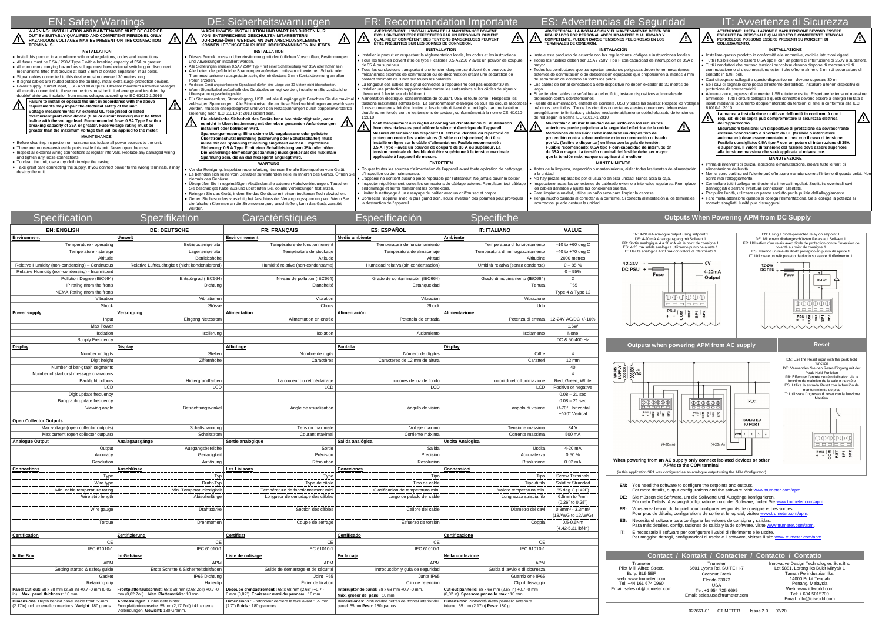# EN: Safety Warnings

**WARNING: INSTALLATION AND MAINTENANCE MUST BE CARRIED OUT BY SUITABLY QUALIFIED AND COMPETENT PERSONNEL ONLY. HAZARDOUS VOLTAGES MAY BE PRESENT ON THE CONNECTION TERMINALS.**

**INSTALLATION**

- Install this product in accordance with local regulations, codes and instructions.
- All fuses must be 0.5A / 250V Type F with a breaking capacity of 35A or greater.
- All conductors carrying hazardous voltage must have external switching or disconnect mechanisms fitted that provide at least 3 mm of contact separation in all poles.
- Signal cables connected to this device must not exceed 30 metres long.
- If signal cables are routed outside the building, install extra surge-protection devices.
- Power supply, current input, USB and all outputs: Observe maximum allowable voltages. All circuits connected to these connectors must be limited-energy and insulated by double/reinforced insulation from mains voltages according to IEC 61010-1:2010

**Failure to install or operate the unit in accordance with the above requirements may impair the electrical safety of the unit.**
**Voltage measurements: An external UL recognized or listed overcurrent protection device (fuse or circuit breaker) must be fitted in-line with the voltage lead. Recommended fuse: 0.5A Type F with a breaking capacity of 35A or greater. Fuse voltage rating must be greater than the maximum voltage that will be applied to the meter.**

**MAINTENANCE**

- Before cleaning, inspection or maintenance, isolate all power sources to the unit.
- There are no user-serviceable parts inside this unit. Never open the case.
- Inspect all external wiring connections at regular intervals. Replace any damaged wiring and tighten any loose connections.
- To clean the unit, use a dry cloth to wipe the casing.
- Take great care connecting the supply. If you connect power to the wrong terminals, it may destroy the unit.

# DE: Sicherheitswarnungen

**WARNHINWEIS: INSTALLATION UND WARTUNG DÜRFEN NUR VON ENTSPRECHEND GESCHULTEN MITARBEITERN DURCHGEFÜHRT WERDEN. AN DEN ANSCHLUSSKLEMMEN KÖNNEN LEBENSGEFÄHRLICHE HOCHSPANNUNGEN ANLIEGEN.**

**INSTALLATION**

- Dieses Produkt muss in Übereinstimmung mit den örtlichen Vorschriften, Bestimmungen und Anweisungen installiert werden.
- Alle Sicherungen müssen 0,5A / 250V Typ F mit einer Schaltleistung von 35A oder höher sein.
- Alle Leiter, die gefährliche Spannungen aufweisen, müssen mit externen Schalt- oder Trennmechanismen ausgestattet sein, die mindestens 3 mm Kontakttrennung an allen Polen erzielen.
- An dieses Gerät angeschlossene Signalkabel dürfen eine Länge von 30 Metern nicht überschreiten.
- Wenn Signalkabel außerhalb des Gebäudes verlegt werden, installieren Sie zusätzliche Überspannungsschutzgeräte.
- Für Stromanschluss, Stromeingang, USB und alle Ausgänge gilt: Beachten Sie die maximal zulässigen Spannungen. Alle Stromkreise, die an diese Steckverbindungen angeschlossen werden, müssen energiebegrenzt und von den Netzspannungen durch doppelte/verstärkte Isolierung nach IEC 61010-1: 2010 isoliert sein.

**Die elektrische Sicherheit des Geräts kann beeinträchtigt sein, wenn es nicht in Übereinstimmung mit den oben genannten Anforderungen installiert oder betrieben wird.**
**Spannungsmessung: Eine externe UL-zugelassene oder gelistete Überstromschutzeinrichtung (Sicherung oder Schutzschalter) muss inline mit der Spannungszuleitung eingebaut werden. Empfohlene Sicherung: 0,5 A Type F mit einer Schaltleistung von 35A oder höher. Die Sicherungs-Bemessungsspannung muss größer als die maximale Spannung sein, die an das Messgerät angelegt wird.**

**WARTUNG**

- Vor der Reinigung, Inspektion oder Wartung, trennen Sie alle Stromquellen vom Gerät.
- Es befinden sich keine vom Benutzer zu wartenden Teile im Inneren des Geräts. Öffnen Sie niemals das Gehäuse.
- Überprüfen Sie in regelmäßigen Abständen alle externen Kabelverbindungen. Tauschen Sie beschädigte Kabel aus und überprüfen Sie, ob alle Verbindungen fest sitzen.
- Reinigen Sie das Gerät, indem Sie das Gehäuse mit einem trockenen Tuch abwischen.
- Gehen Sie besonders vorsichtig bei Anschluss der Versorgungsspannung vor. Wenn Sie die falschen Klemmen an die Stromversorgung anschließen, kann das Gerät zerstört werden.

# FR: Recommandation Importante

**AVERTISSEMENT: L'INSTALLATION ET LA MAINTENANCE DOIVENT EXCLUSIVEMENT ÊTRE EFFECTUÉES PAR UN PERSONNEL DUMENT QUALIFIÉ ET COMPÉTENT. DES TENTIONS DANGEREUSES PEUVENT ÊTRE PRÉSENTES SUR LES BORNES DE CONNEXION.**

**INSTALLATION**

- Installer le produit en respectant la réglementation locale, les codes et les instructions.
- Tous les fusibles doivent être de type F calibrés 0,5 A /250 V avec un pouvoir de coupure de 35 A ou supérieur.
- Tous les conducteurs transportant une tension dangereuse doivent être pourvus de mécanismes externes de commutation ou de déconnexion créant une séparation de contact minimale de 3 mm sur toutes les polarités.
- La longueur des câbles de signal connectés à l'appareil ne doit pas excéder 30 m.
- Installer une protection supplémentaire contre les surtensions si les câbles de signaux cheminent à l'extérieur du bâtiment.
- Alimentation électrique, consommation de courant, USB et toute sortie : Respecter les tensions maximales admissibles. La consommation d'énergie de tous les circuits raccordés à ces connecteurs doit être limitée et les circuits doivent être protégés par une isolation double ou renforcée contre les tensions de secteur, conformément à la norme CEI 61010-1:2010

**Tout manquement aux règles et consignes d'installation ou d'utilisation énoncées ci-dessus peut altérer la sécurité électrique de l'appareil.**
**Mesures de tension: Un dispositif UL externe identifié ou répertorié de protection contre les surtensions (fusible ou disjoncteur) doit être installé en ligne sur le câble d'alimentation. Fusible recommandé : 0,5 A Type F avec un pouvoir de coupure de 35 A ou supérieur. La tension nominale du fusible doit être supérieure à la tension maximale applicable à l'appareil de mesure.**

**ENTRETIEN**

- Couper toutes les sources d'alimentation de l'appareil avant toute opération de nettoyage, d'inspection ou de maintenance.
- L'appareil ne contient aucune pièce réparable par l'utilisateur. Ne jamais ouvrir le boîtier.
- Inspecter régulièrement toutes les connexions de câblage externe. Remplacer tout câblage endommagé et serrer fermement les connexions.
- Limiter le nettoyage à un essuyage du boîtier avec un chiffon sec et propre.
- Connecter l'appareil avec le plus grand soin. Toute inversion des polarités peut provoquer la destruction de l'appareil

# ES: Advertencias de Seguridad

**ADVERTENCIA: LA INSTALACIÓN Y EL MANTENIMIENTO DEBEN SER REALIZADOS POR PERSONAL ADECUADAMENTE CUALIFICADO Y COMPETENTE. PUEDEN HABER TENSIONES PELIGROSAS EN LOS TERMINALES DE CONEXIÓN.**

**INSTALACIÓN**

- Instale este producto de acuerdo con las regulaciones, códigos e instrucciones locales.
- Todos los fusibles deben ser 0.5A / 250V Tipo F con capacidad de interrupción de 35A o mayor.
- Todos los conductores que transporten tensiones peligrosas deben tener mecanismos externos de conmutación o de desconexión equipados que proporcionen al menos 3 mm de separación de contacto en todos los polos.
- Los cables de señal conectados a este dispositivo no deben exceder de 30 metros de largo.
- Si se tienden cables de señal fuera del edificio, instalar dispositivos adicionales de protección contra sobretensiones.
- Fuente de alimentación, entrada de corriente, USB y todas las salidas: Respete los voltajes máximos permitidos. Todos los circuitos conectados a estos conectores deben estar energéticamente limitados y aislados mediante aislamiento doble/reforzado de tensiones de red según la norma IEC 61010-1:2010

**No instalar u utilizar la unidad de acuerdo con los requisitos anteriores puede perjudicar a la seguridad eléctrica de la unidad.**
**Mediciones de tensión: Debe instalarse un dispositivo de protección contra sobrecorriente externo reconocido o listado por UL (fusible o disyuntor) en línea con el cable de tensión. Fusible recomendado: 0,5A tipo F con capacidad de interrupción de 35A o mayor. La tensión nominal del fusible debe ser mayor que la tensión máxima que se aplicará al medidor**

**MANTENIMIENTO**

- Antes de la limpieza, inspección o mantenimiento, aislar todas las fuentes de alimentación a la unidad.
- No hay piezas reparables por el usuario en esta unidad. Nunca abra la caja.
- Inspeccione todas las conexiones de cableado externo a intervalos regulares. Reemplace los cables dañados y ajuste las conexiones sueltas.
- Para limpiar la unidad, utilice un paño seco para limpiar la carcasa.
- Tenga mucho cuidado al conectar a la corriente. Si conecta alimentación a los terminales incorrectos, puede destruir la unidad

# IT: Avvertenze di Sicurezza

**ATTENZIONE: INSTALLAZIONE E MANUTENZIONE DEVONO ESSERE ESEGUITE DA PERSONALE QUALIFICATO E COMPETENTE. TENSIONI PERICOLOSE POSSONO ESSERE PRESENTI SU MORSETTI DI COLLEGAMENTO.**

**INSTALLAZIONE**

- Installare questo prodotto in conformità alle normative, codici e istruzioni vigenti.
- Tutti i fusibili devono essere 0,5A tipo F con un potere di interruzione di 250V o superiore.
- Tutti i conduttori che portano tensioni pericolose devono disporre di meccanismi di commutazione o di disconnessione esterni che offrono almeno 3 mm di separazione di contatto in tutti i poli.
- Cavi di segnale collegati a questo dispositivo non devono superare 30 m.
- Se i cavi di segnale sono posati all'esterno dell'edificio, installare ulteriori dispositivi di protezione da sovracorrenti.
- Alimentazione, ingresso di corrente, USB e tutte le uscite: Rispettare le tensioni massime ammesse. Tutti i circuiti collegati a questi connettori devono essere a energia limitata e isolati mediante isolamento doppio/rinforzato da tensioni di rete in conformità alla IEC 61010-1: 2010

**La mancata installazione o utilizzo dell'unità in conformità con i requisiti di cui sopra può compromettere la sicurezza elettrica dell'apparecchio.**
**Misurazioni tensione: Un dispositivo di protezione da sovracorrente esterno riconosciuto e riportato da UL (fusibile o interruttore automatico) deve essere montato in linea con il cavo di tensione. Fusibile consigliato: 0,5A tipo F con un potere di interruzione di 35A o superiore. Il valore di tensione del fusibile deve essere superiore alla tensione massima che sarà applicata al misuratore.**

**MANUTENZIONE**

- Prima di interventi di pulizia, ispezione o manutenzione, isolare tutte le fonti di alimentazione dall'unità.
- Non ci sono parti su cui l'utente può effettuare manutenzione all'interno di questa unità. Non aprire mai l'alloggiamento.
- Controllare tutti i collegamenti esterni a intervalli regolari. Sostituire eventuali cavi danneggiati e serrare eventuali connessioni allentate.
- Per pulire l'unità, utilizzare un panno asciutto per la pulizia dell'alloggiamento.
- Fare molta attenzione quando si collega l'alimentazione. Se si collega la potenza ai morsetti sbagliati, l'unità può distruggersi.

# Specification / Spezifikation / Caractéristiques / Especificación / Specifiche

| EN: ENGLISH | DE: DEUTSCHE | FR: FRANÇAIS | ES: ESPAÑOL | IT: ITALIANO | VALUE |
|---|---|---|---|---|---|
| **Environment** | **Umwelt** | **Environnement** | **Medio ambiente** | **Ambiente** | |
| Temperature - operating | Betriebstemperatur | Température de fonctionnement | Temperatura de funcionamiento | Temperatura di funzionamento | –10 to +60 deg C |
| Temperature - storage | Lagertemperatur | Température de stockage | Temperatura de almacenaje | Temperatura di immagazzinamento | –40 to +70 deg C |
| Altitude | Betriebshöhe | Altitude | Altitud | Altitudine | 2000 metres |
| Relative Humidity (non-condensing) – Continuous | Relative Luftfeuchtigkeit (nicht kondensierend) | Humidité relative (non-condensante) | Humedad relativa (sin condensación) | Umidità relativa (senza condensa) | 0 – 85 % |
| Relative Humidity (non-condensing) - Intermittent | | | | | 0 – 95% |
| Pollution Degree (IEC664) | Entstörgrad (IEC664) | Niveau de pollution (IEC664) | Grado de contaminación (IEC664) | Grado di inquinamento (IEC664) | 2 |
| IP rating (from the front) | Dichtung | Etanchéité | Estanqueidad | Tenuta | IP65 |
| NEMA Rating (from the front) | | | | | Type 4 & Type 12 |
| Vibration | Vibrationen | Vibration | Vibración | Vibrazione | |
| Shock | Stösse | Chocs | Shock | Urto | |
| **Power supply** | **Versorgung** | **Alimentation** | **Alimentación** | **Alimentazione** | |
| Input | Eingang Netzstrom | Alimentation en entrée | Potencia de entrada | Potenza di entrata | 12-24V AC/DC +/-10% |
| Max Power | | | | | 1.6W |
| Isolation | Isolierung | Isolation | Aislamiento | Isolamento | None |
| Supply Frequency | | | | | DC & 50-400 Hz |
| **Display** | **Display** | **Affichage** | **Pantalla** | **Display** | |
| Number of digits | Stellen | Nombre de digits | Número de dígitos | Cifre | 4 |
| Digit height | Ziffernhöhe | Caractères | Caracteres de 12 mm de altura | Caratteri | 12 mm |
| Number of bar-graph segments | | | | | 40 |
| Number of starburst message characters | | | | | 4 |
| Backlight colours | Hintergrundfarben | La couleur du rétroéclairage | colores de luz de fondo | colori di retroilluminazione | Red, Green, White |
| LCD | LCD | LCD | LCD | LCD | Positive or negative |
| Digit update frequency | | | | | 0.08 – 21 sec |
| Bar-graph update frequency | | | | | 0.08 – 21 sec |
| Viewing angle | Betrachtungswinkel | Angle de visualisation | ángulo de visión | angolo di visione | +/-70° Horizontal +/-70° Vertical |
| **Open Collector Outputs** | | | | | |
| Max voltage (open collector outputs) | Schaltspannung | Tension maximale | Voltaje máximo | Tensione massima | 34 V |
| Max current (open collector outputs) | Schaltstrom | Courant maximal | Corriente máxima | Corrente massima | 500 mA |
| **Analogue Output** | **Analagausgänge** | **Sortie analogique** | **Salida analógica** | **Uscita Analogica** | |
| Output | Ausgangsbereiche | Sortie | Salida | Uscita | 4-20 mA |
| Accuracy | Genauigkeit | Précision | Precisión | Accuratezza | 0.50 % |
| Resolution | Auflösung | Résolution | Resolución | Risoluzione | 0.02 mA |
| **Connections** | **Anschlüsse** | **Les Liaisons** | **Conexiones** | **Connessioni** | |
| Type | Typ | Type | Tipo | Tipo | Screw Terminals |
| Wire type | Draht-Typ | Type de câble | Tipo de cable | Tipo di filo | Solid or Stranded |
| Min. cable temperature rating | Min. Temperaturfestigkeit | Température de fonctionnement mini | Clasificación de temperatura min. | Valore temperatura min. | 65 deg C (149F) |
| Wire strip length | Abisolierlänge | Longueur de dénudage des câbles | Largo de pelado del cable | Lunghezza striscia filo | 6.5mm to 7mm (0.26" to 0.28") |
| Wire gauge | Drahtstärke | Section des câbles | Calibre del cable | Diametro dei cavi | 0.8mm² - 3.3mm² (18AWG to 12AWG) |
| Torque | Drehmomen | Couple de serrage | Esfuerzo de torsión | Coppia | 0.5-0.6Nm (4.42-5.31 lbf-in) |
| **Certification** | **Zertifizierung** | **Certificat** | **Certificado** | **Certificazione** | |
| CE | CE | CE | CE | CE | |
| IEC 61010-1 | IEC 61010-1 | IEC 61010-1 | IEC 61010-1 | IEC 61010-1 | |
| **In the Box** | **Im Gehäuse** | **Liste de colisage** | **En la caja** | **Nella confezione** | |
| APM | APM | APM | APM | APM | |
| Getting started & safety guide | Erste Schritte & Sicherheitsleitfaden | Guide de démarrage et de sécurité | Introducción y guía de seguridad | Guida di avvio e di sicurezza | |
| Gasket | IP65 Dichtung | Joint IP65 | Junta IP65 | Guarnizione IP65 | |
| Retaining clip | Halteclip | Étrier de fixation | Clip de retención | Clip di fissaggio | |
| **Panel Cut-out:** 68 x 68 mm (2.68 in) +0.7 -0 mm (0.02 in). **Max. panel thickness:** 10 mm. | **Frontplattenausschnitt:** 68 x 68 mm (2,68 Zoll) +0.7 -0 mm (0,02 Zoll). **Max. Plattenstärke:** 10 mm. | **Découpe d'encastrement :** 68 x 68 mm (2,68") +0,7 - 0 mm (0,02"). **Épaisseur maxi du panneau** : 10 mm. | **Interruptor de panel:** 68 x 68 mm +0.7 -0 mm. **Máx. grosor del panel**: 10 mm. | **Cut-out pannello:** 68 x 68 mm (2,68 in) +0,7 -0 mm (0,02 in). **Spessore pannello max.**: 10 mm | |
| **Dimensions**: Depth behind panel inside front: 55mm (2.17in) incl. external connections. **Weight**: 180 grams. | **Abmessungen**: Einbautiefe hinter Frontplatteninnenseite: 55mm (2,17 Zoll) inkl. externe Verbindungen. **Gewicht**: 180 Gramm. | **Dimensions** : Profondeur derrière la face avant : 55 mm (2,7") **Poids** : 180 grammes. | **Dimensiones:** Profundidad detrás del frontal interior del panel: 55mm **Peso:** 180 gramos. | **Dimensioni:** Profondità dietro pannello anteriore interno: 55 mm (2.17in) **Peso:** 180 g. | |

# Outputs When Powering APM from DC Supply

EN: 4-20 mA analogue output using setpoint 1.
DE: 4-20 mA Analogausgang mit Sollwert 1.
FR: Sortie analogique 4 à 20 mA via le point de consigne 1.
ES: 4-20 mA salida analógica utilizando punto de ajuste 1.
IT: Uscita analogica 4-20 mA con valore di riferimento 1.

12-24V DC PSU
Fuse
0V
4-20mA Output
PSU + – COM RST SP1 SP2

EN: Using a diode-protected relay on setpoint 1.
DE: Mit einem diodengeschützten Relais auf Sollwert 1.
FR: Utilisation d'un relais avec diode de protection contre l'inversion de polarité au point de consigne 1.
ES: Usando un relé de diodo protegido en punto de ajuste 1.
IT: Utilizzare un relè protetto da diodo su valore di riferimento 1.

12-24V DC PSU
Fuse
RELAY
PSU + – COM RST SP1 SP2

# Outputs when powering APM from AC supply

MAINS SUPPLY
24 VAC
PSU + – COM RST SP1 SP2
(4-20mA)
PLC
ISOLATED IO PORT
COM 1 2 3 4

**When powering from an AC supply only connect isolated devices or other APMs to the COM terminal**

(in this application SP1 was configured as an analogue output using the APM Configurator)

# Reset

EN: Use the Reset input with the peak hold function
DE: Verwenden Sie den Reset-Eingang mit der Peak-Hold-Funktion
FR: Effectuer l'entrée de réinitialisation via la fonction de maintien de la valeur de crête
ES: Utilice la entrada Reset con la función de mantenimiento de pico
IT: Utilizzare l'ingresso di reset con la funzione Mantieni

PSU + – COM RST SP1 SP2

**EN:** You need the software to configure the setpoints and outputs.
For more details, output configurations and the software, visit www.trumeter.com/apm.

**DE:** Sie müssen die Software, um die Sollwerte und Ausgänge konfigurieren.
Für mehr Details, Ausgangskonfigurationen und der Software, finden Sie www.trumeter.com/apm.

**FR:** Vous avez besoin du logiciel pour configurer les points de consigne et des sorties.
Pour plus de détails, configurations de sortie et le logiciel, visitez www.trumeter.com/apm.

**ES:** Necesita el software para configurar los valores de consigna y salidas.
Para más detalles, configuraciones de salida y de software, visite www.trumeter.com/apm.

**IT:** È necessario il software per configurare i valori di riferimento e le uscite.
Per maggiori dettagli, configurazioni di uscita e il software, visitare il sito www.trumeter.com/apm.

# Contact / Kontakt / Contacter / Contacto / Contatto

| | | |
|---|---|---|
| Trumeter<br>Pilot Mill, Alfred Street,<br>Bury, BL9 9EF<br>web: www.trumeter.com<br>Tel: +44 161 674 0960<br>Email: sales.uk@trumeter.com | Trumeter<br>6601 Lyons Rd, SUITE H-7<br>Coconut Creek<br>Florida 33073<br>USA<br>Tel: +1 954 725 6699<br>Email: sales.usa@trumeter.com | Innovative Design Technologies Sdn.Bhd<br>Lot 5881, Lorong Iks Bukit Minyak 1<br>Taman Perindustrian Iks,<br>14000 Bukit Tengah<br>Penang, Malaysia<br>Web: www.idtworld.com<br>Tel: + 604 5015700<br>Email: info@idtworld.com |

022661-01 CT METER Issue 2.0 02/20